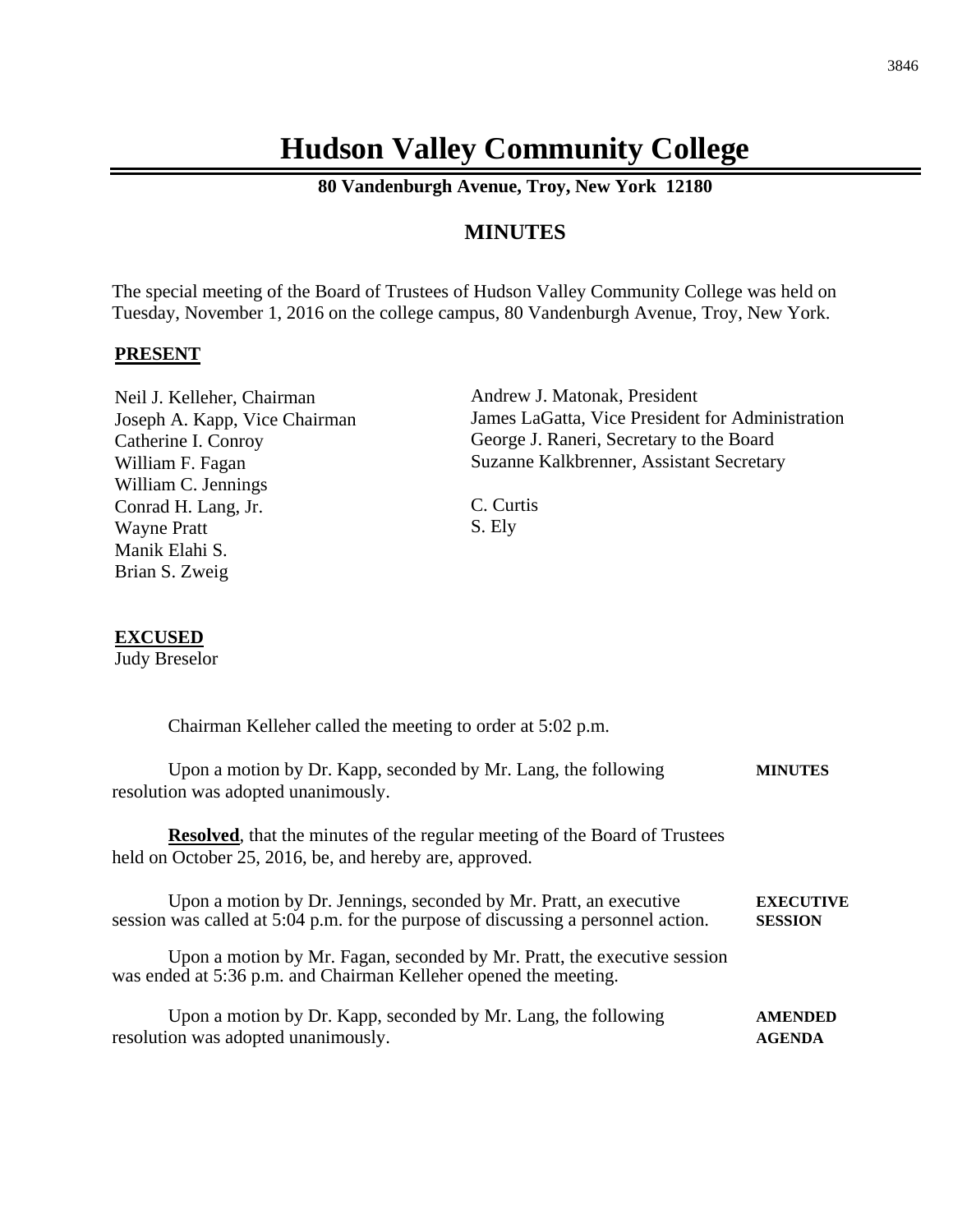# Hudson Valley Community College

**80 Vandenburgh Avenue, Troy, New York 12180**

## MINUTES

The special meeting of the Board of Trustees of Hudson Valley Community College was held on Tuesday, November 1, 2016 on the college campus, 80 Vandenburgh Avenue, Troy, New York.

**PRESENT**

Neil J. Kelleher, Chairman
Joseph A. Kapp, Vice Chairman
Catherine I. Conroy
William F. Fagan
William C. Jennings
Conrad H. Lang, Jr.
Wayne Pratt
Manik Elahi S.
Brian S. Zweig

Andrew J. Matonak, President
James LaGatta, Vice President for Administration
George J. Raneri, Secretary to the Board
Suzanne Kalkbrenner, Assistant Secretary

C. Curtis
S. Ely

**EXCUSED**
Judy Breselor

Chairman Kelleher called the meeting to order at 5:02 p.m.

**MINUTES**

Upon a motion by Dr. Kapp, seconded by Mr. Lang, the following resolution was adopted unanimously.

**Resolved**, that the minutes of the regular meeting of the Board of Trustees held on October 25, 2016, be, and hereby are, approved.

**EXECUTIVE SESSION**

Upon a motion by Dr. Jennings, seconded by Mr. Pratt, an executive session was called at 5:04 p.m. for the purpose of discussing a personnel action.

Upon a motion by Mr. Fagan, seconded by Mr. Pratt, the executive session was ended at 5:36 p.m. and Chairman Kelleher opened the meeting.

**AMENDED AGENDA**

Upon a motion by Dr. Kapp, seconded by Mr. Lang, the following resolution was adopted unanimously.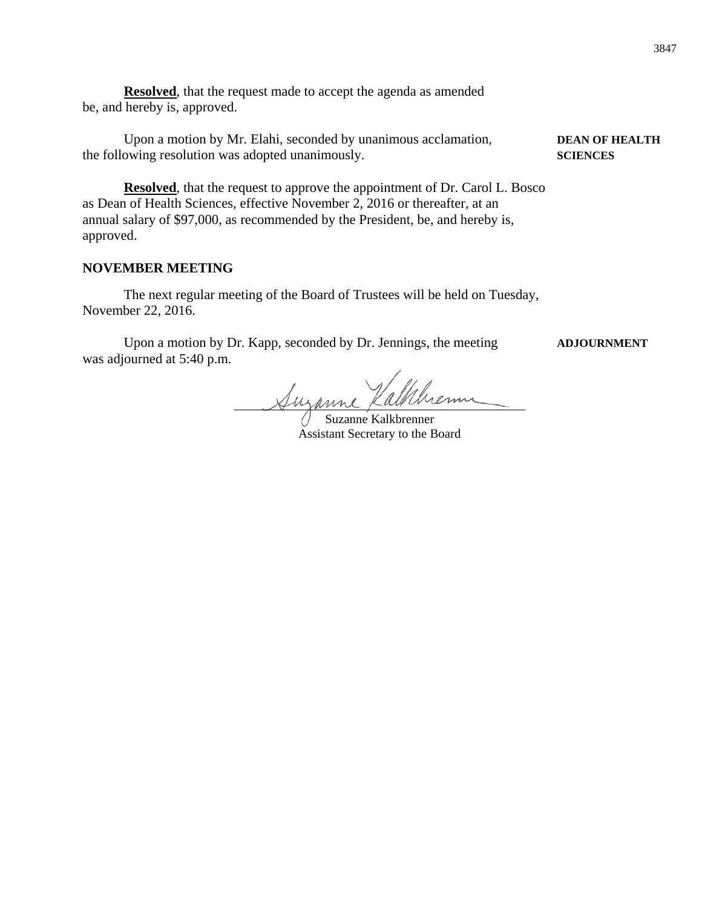**Resolved**, that the request made to accept the agenda as amended be, and hereby is, approved.

**DEAN OF HEALTH SCIENCES**

Upon a motion by Mr. Elahi, seconded by unanimous acclamation, the following resolution was adopted unanimously.

**Resolved**, that the request to approve the appointment of Dr. Carol L. Bosco as Dean of Health Sciences, effective November 2, 2016 or thereafter, at an annual salary of $97,000, as recommended by the President, be, and hereby is, approved.

## NOVEMBER MEETING

The next regular meeting of the Board of Trustees will be held on Tuesday, November 22, 2016.

**ADJOURNMENT**

Upon a motion by Dr. Kapp, seconded by Dr. Jennings, the meeting was adjourned at 5:40 p.m.

Suzanne Kalkbrenner
Assistant Secretary to the Board